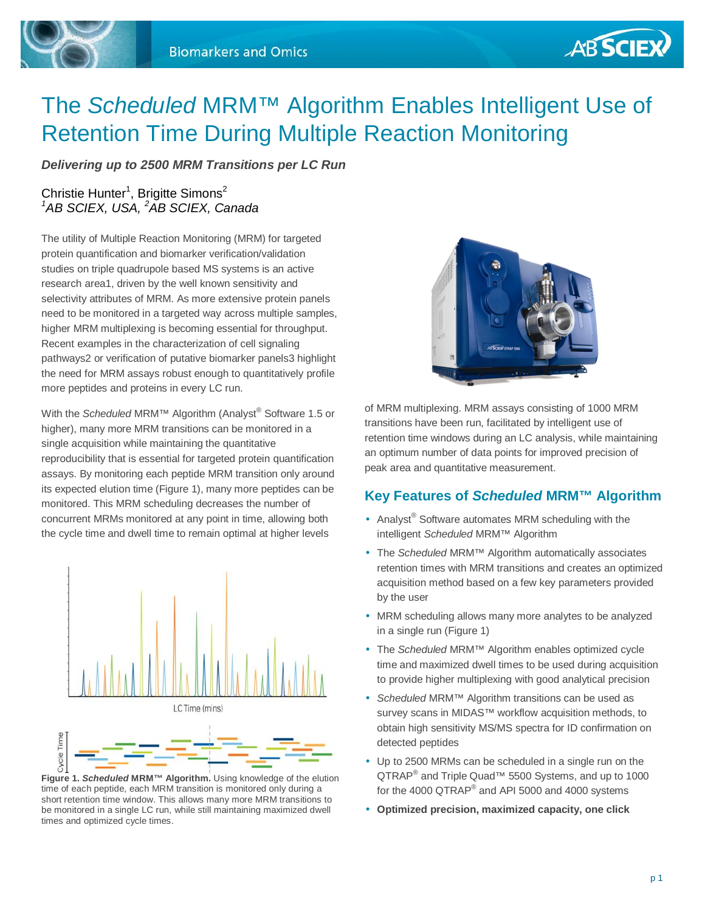# The *Scheduled* MRM™ Algorithm Enables Intelligent Use of Retention Time During Multiple Reaction Monitoring

***Delivering up to 2500 MRM Transitions per LC Run***

Christie Hunter[1], Brigitte Simons[2]
*[1]AB SCIEX, USA, [2]AB SCIEX, Canada*

The utility of Multiple Reaction Monitoring (MRM) for targeted protein quantification and biomarker verification/validation studies on triple quadrupole based MS systems is an active research area1, driven by the well known sensitivity and selectivity attributes of MRM. As more extensive protein panels need to be monitored in a targeted way across multiple samples, higher MRM multiplexing is becoming essential for throughput. Recent examples in the characterization of cell signaling pathways2 or verification of putative biomarker panels3 highlight the need for MRM assays robust enough to quantitatively profile more peptides and proteins in every LC run.

With the *Scheduled* MRM™ Algorithm (Analyst® Software 1.5 or higher), many more MRM transitions can be monitored in a single acquisition while maintaining the quantitative reproducibility that is essential for targeted protein quantification assays. By monitoring each peptide MRM transition only around its expected elution time (Figure 1), many more peptides can be monitored. This MRM scheduling decreases the number of concurrent MRMs monitored at any point in time, allowing both the cycle time and dwell time to remain optimal at higher levels of MRM multiplexing. MRM assays consisting of 1000 MRM transitions have been run, facilitated by intelligent use of retention time windows during an LC analysis, while maintaining an optimum number of data points for improved precision of peak area and quantitative measurement.

**Figure 1. *Scheduled* MRM™ Algorithm.** Using knowledge of the elution time of each peptide, each MRM transition is monitored only during a short retention time window. This allows many more MRM transitions to be monitored in a single LC run, while still maintaining maximized dwell times and optimized cycle times.

## Key Features of *Scheduled* MRM™ Algorithm

- Analyst® Software automates MRM scheduling with the intelligent *Scheduled* MRM™ Algorithm
- The *Scheduled* MRM™ Algorithm automatically associates retention times with MRM transitions and creates an optimized acquisition method based on a few key parameters provided by the user
- MRM scheduling allows many more analytes to be analyzed in a single run (Figure 1)
- The *Scheduled* MRM™ Algorithm enables optimized cycle time and maximized dwell times to be used during acquisition to provide higher multiplexing with good analytical precision
- *Scheduled* MRM™ Algorithm transitions can be used as survey scans in MIDAS™ workflow acquisition methods, to obtain high sensitivity MS/MS spectra for ID confirmation on detected peptides
- Up to 2500 MRMs can be scheduled in a single run on the QTRAP® and Triple Quad™ 5500 Systems, and up to 1000 for the 4000 QTRAP® and API 5000 and 4000 systems
- **Optimized precision, maximized capacity, one click**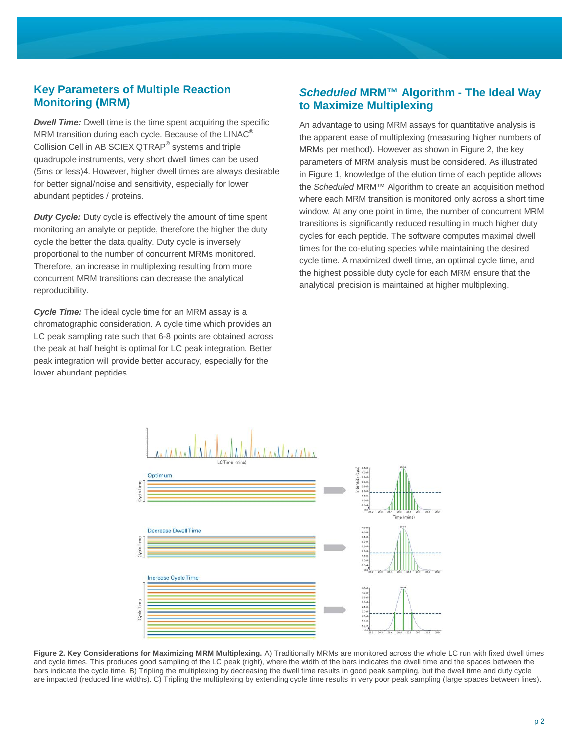## Key Parameters of Multiple Reaction Monitoring (MRM)

***Dwell Time:*** Dwell time is the time spent acquiring the specific MRM transition during each cycle. Because of the LINAC® Collision Cell in AB SCIEX QTRAP® systems and triple quadrupole instruments, very short dwell times can be used (5ms or less)4. However, higher dwell times are always desirable for better signal/noise and sensitivity, especially for lower abundant peptides / proteins.

***Duty Cycle:*** Duty cycle is effectively the amount of time spent monitoring an analyte or peptide, therefore the higher the duty cycle the better the data quality. Duty cycle is inversely proportional to the number of concurrent MRMs monitored. Therefore, an increase in multiplexing resulting from more concurrent MRM transitions can decrease the analytical reproducibility.

***Cycle Time:*** The ideal cycle time for an MRM assay is a chromatographic consideration. A cycle time which provides an LC peak sampling rate such that 6-8 points are obtained across the peak at half height is optimal for LC peak integration. Better peak integration will provide better accuracy, especially for the lower abundant peptides.

## *Scheduled* MRM™ Algorithm - The Ideal Way to Maximize Multiplexing

An advantage to using MRM assays for quantitative analysis is the apparent ease of multiplexing (measuring higher numbers of MRMs per method). However as shown in Figure 2, the key parameters of MRM analysis must be considered. As illustrated in Figure 1, knowledge of the elution time of each peptide allows the *Scheduled* MRM™ Algorithm to create an acquisition method where each MRM transition is monitored only across a short time window. At any one point in time, the number of concurrent MRM transitions is significantly reduced resulting in much higher duty cycles for each peptide. The software computes maximal dwell times for the co-eluting species while maintaining the desired cycle time. A maximized dwell time, an optimal cycle time, and the highest possible duty cycle for each MRM ensure that the analytical precision is maintained at higher multiplexing.

**Figure 2. Key Considerations for Maximizing MRM Multiplexing.** A) Traditionally MRMs are monitored across the whole LC run with fixed dwell times and cycle times. This produces good sampling of the LC peak (right), where the width of the bars indicates the dwell time and the spaces between the bars indicate the cycle time. B) Tripling the multiplexing by decreasing the dwell time results in good peak sampling, but the dwell time and duty cycle are impacted (reduced line widths). C) Tripling the multiplexing by extending cycle time results in very poor peak sampling (large spaces between lines).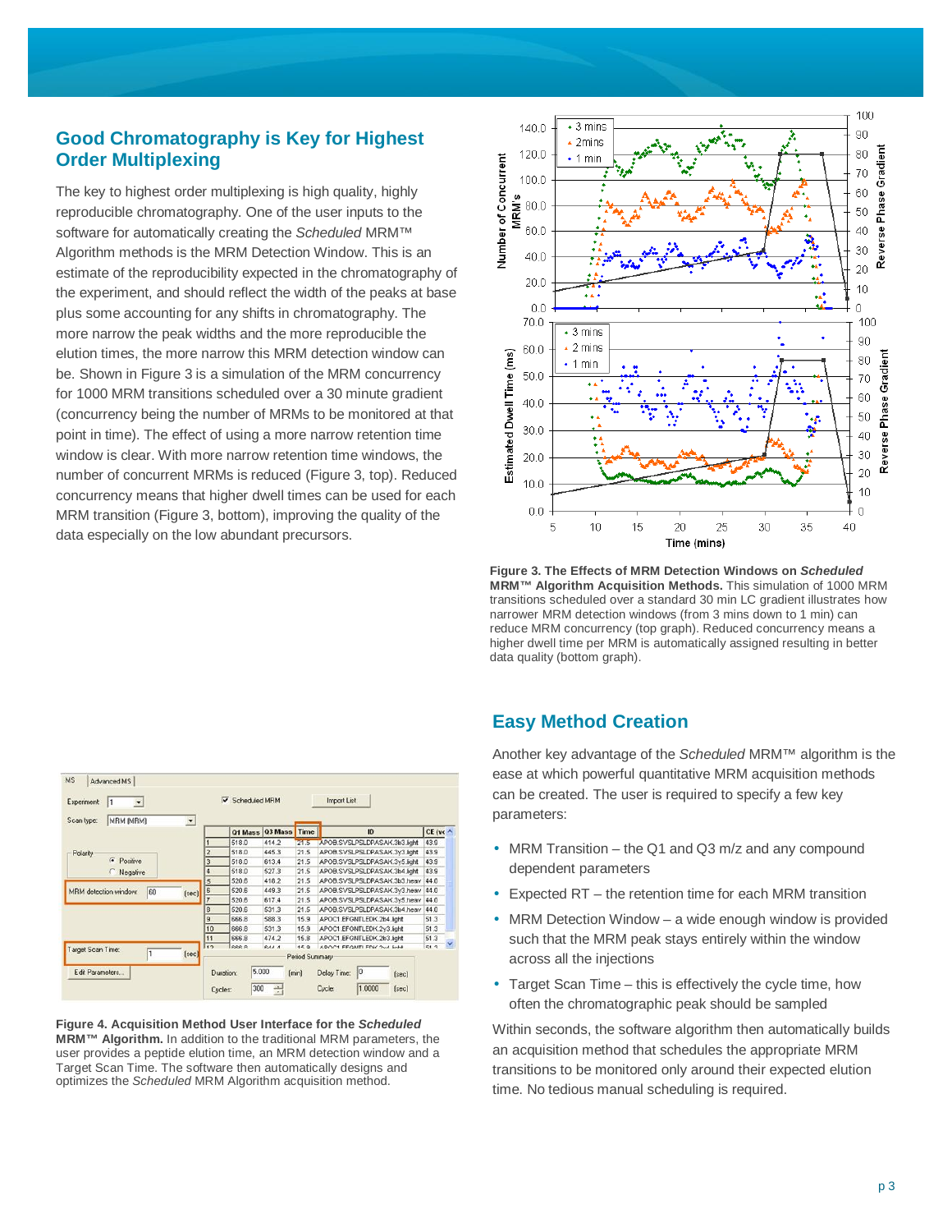## Good Chromatography is Key for Highest Order Multiplexing

The key to highest order multiplexing is high quality, highly reproducible chromatography. One of the user inputs to the software for automatically creating the *Scheduled* MRM™ Algorithm methods is the MRM Detection Window. This is an estimate of the reproducibility expected in the chromatography of the experiment, and should reflect the width of the peaks at base plus some accounting for any shifts in chromatography. The more narrow the peak widths and the more reproducible the elution times, the more narrow this MRM detection window can be. Shown in Figure 3 is a simulation of the MRM concurrency for 1000 MRM transitions scheduled over a 30 minute gradient (concurrency being the number of MRMs to be monitored at that point in time). The effect of using a more narrow retention time window is clear. With more narrow retention time windows, the number of concurrent MRMs is reduced (Figure 3, top). Reduced concurrency means that higher dwell times can be used for each MRM transition (Figure 3, bottom), improving the quality of the data especially on the low abundant precursors.

**Figure 3. The Effects of MRM Detection Windows on *Scheduled* MRM™ Algorithm Acquisition Methods.** This simulation of 1000 MRM transitions scheduled over a standard 30 min LC gradient illustrates how narrower MRM detection windows (from 3 mins down to 1 min) can reduce MRM concurrency (top graph). Reduced concurrency means a higher dwell time per MRM is automatically assigned resulting in better data quality (bottom graph).

**Figure 4. Acquisition Method User Interface for the *Scheduled* MRM™ Algorithm.** In addition to the traditional MRM parameters, the user provides a peptide elution time, an MRM detection window and a Target Scan Time. The software then automatically designs and optimizes the *Scheduled* MRM Algorithm acquisition method.

## Easy Method Creation

Another key advantage of the *Scheduled* MRM™ algorithm is the ease at which powerful quantitative MRM acquisition methods can be created. The user is required to specify a few key parameters:

- MRM Transition – the Q1 and Q3 m/z and any compound dependent parameters
- Expected RT – the retention time for each MRM transition
- MRM Detection Window – a wide enough window is provided such that the MRM peak stays entirely within the window across all the injections
- Target Scan Time – this is effectively the cycle time, how often the chromatographic peak should be sampled

Within seconds, the software algorithm then automatically builds an acquisition method that schedules the appropriate MRM transitions to be monitored only around their expected elution time. No tedious manual scheduling is required.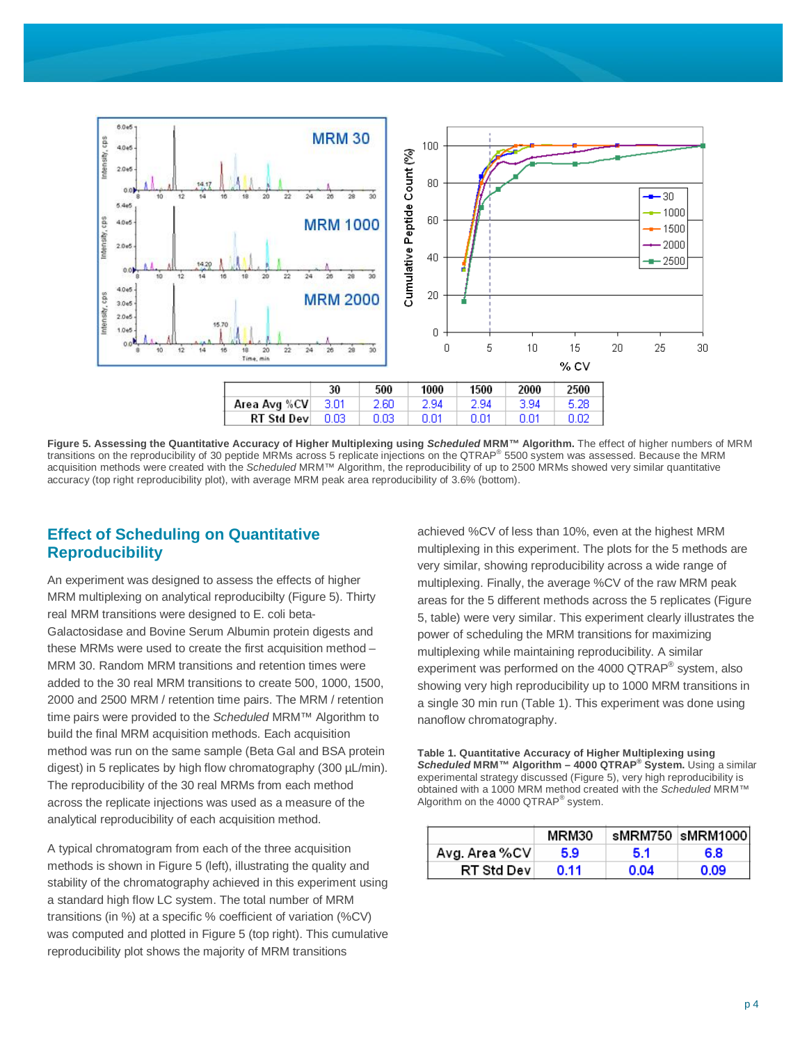|  | 30 | 500 | 1000 | 1500 | 2000 | 2500 |
|---|---|---|---|---|---|---|
| Area Avg %CV | 3.01 | 2.60 | 2.94 | 2.94 | 3.94 | 5.28 |
| RT Std Dev | 0.03 | 0.03 | 0.01 | 0.01 | 0.01 | 0.02 |

**Figure 5. Assessing the Quantitative Accuracy of Higher Multiplexing using *Scheduled* MRM™ Algorithm.** The effect of higher numbers of MRM transitions on the reproducibility of 30 peptide MRMs across 5 replicate injections on the QTRAP® 5500 system was assessed. Because the MRM acquisition methods were created with the *Scheduled* MRM™ Algorithm, the reproducibility of up to 2500 MRMs showed very similar quantitative accuracy (top right reproducibility plot), with average MRM peak area reproducibility of 3.6% (bottom).

## Effect of Scheduling on Quantitative Reproducibility

An experiment was designed to assess the effects of higher MRM multiplexing on analytical reproducibilty (Figure 5). Thirty real MRM transitions were designed to E. coli beta-Galactosidase and Bovine Serum Albumin protein digests and these MRMs were used to create the first acquisition method – MRM 30. Random MRM transitions and retention times were added to the 30 real MRM transitions to create 500, 1000, 1500, 2000 and 2500 MRM / retention time pairs. The MRM / retention time pairs were provided to the *Scheduled* MRM™ Algorithm to build the final MRM acquisition methods. Each acquisition method was run on the same sample (Beta Gal and BSA protein digest) in 5 replicates by high flow chromatography (300 µL/min). The reproducibility of the 30 real MRMs from each method across the replicate injections was used as a measure of the analytical reproducibility of each acquisition method.

A typical chromatogram from each of the three acquisition methods is shown in Figure 5 (left), illustrating the quality and stability of the chromatography achieved in this experiment using a standard high flow LC system. The total number of MRM transitions (in %) at a specific % coefficient of variation (%CV) was computed and plotted in Figure 5 (top right). This cumulative reproducibility plot shows the majority of MRM transitions achieved %CV of less than 10%, even at the highest MRM multiplexing in this experiment. The plots for the 5 methods are very similar, showing reproducibility across a wide range of multiplexing. Finally, the average %CV of the raw MRM peak areas for the 5 different methods across the 5 replicates (Figure 5, table) were very similar. This experiment clearly illustrates the power of scheduling the MRM transitions for maximizing multiplexing while maintaining reproducibility. A similar experiment was performed on the 4000 QTRAP® system, also showing very high reproducibility up to 1000 MRM transitions in a single 30 min run (Table 1). This experiment was done using nanoflow chromatography.

**Table 1. Quantitative Accuracy of Higher Multiplexing using *Scheduled* MRM™ Algorithm – 4000 QTRAP® System.** Using a similar experimental strategy discussed (Figure 5), very high reproducibility is obtained with a 1000 MRM method created with the *Scheduled* MRM™ Algorithm on the 4000 QTRAP® system.

|  | MRM30 | sMRM750 | sMRM1000 |
|---|---|---|---|
| Avg. Area %CV | 5.9 | 5.1 | 6.8 |
| RT Std Dev | 0.11 | 0.04 | 0.09 |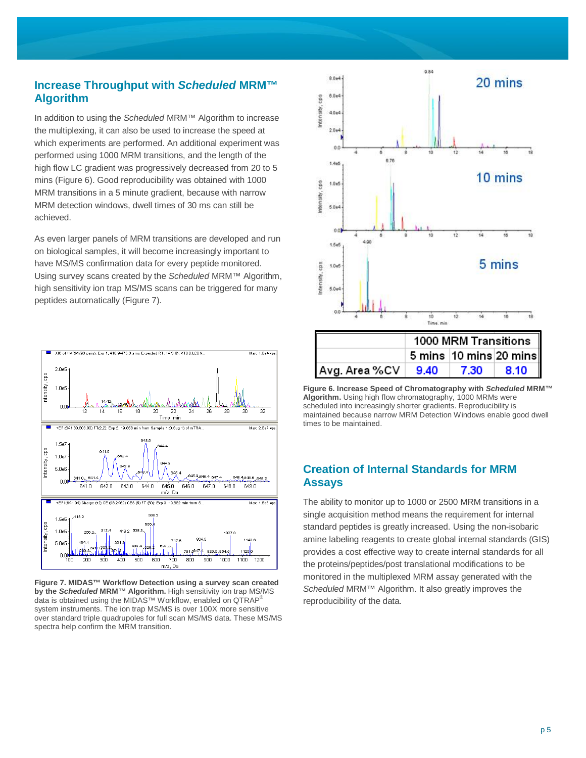## Increase Throughput with *Scheduled* MRM™ Algorithm

In addition to using the *Scheduled* MRM™ Algorithm to increase the multiplexing, it can also be used to increase the speed at which experiments are performed. An additional experiment was performed using 1000 MRM transitions, and the length of the high flow LC gradient was progressively decreased from 20 to 5 mins (Figure 6). Good reproducibility was obtained with 1000 MRM transitions in a 5 minute gradient, because with narrow MRM detection windows, dwell times of 30 ms can still be achieved.

As even larger panels of MRM transitions are developed and run on biological samples, it will become increasingly important to have MS/MS confirmation data for every peptide monitored. Using survey scans created by the *Scheduled* MRM™ Algorithm, high sensitivity ion trap MS/MS scans can be triggered for many peptides automatically (Figure 7).

**Figure 7. MIDAS™ Workflow Detection using a survey scan created by the *Scheduled* MRM™ Algorithm.** High sensitivity ion trap MS/MS data is obtained using the MIDAS™ Workflow, enabled on QTRAP® system instruments. The ion trap MS/MS is over 100X more sensitive over standard triple quadrupoles for full scan MS/MS data. These MS/MS spectra help confirm the MRM transition.

| | 1000 MRM Transitions | | |
|---|---|---|---|
| | 5 mins | 10 mins | 20 mins |
| Avg. Area %CV | 9.40 | 7.30 | 8.10 |

**Figure 6. Increase Speed of Chromatography with *Scheduled* MRM™ Algorithm.** Using high flow chromatography, 1000 MRMs were scheduled into increasingly shorter gradients. Reproducibility is maintained because narrow MRM Detection Windows enable good dwell times to be maintained.

## Creation of Internal Standards for MRM Assays

The ability to monitor up to 1000 or 2500 MRM transitions in a single acquisition method means the requirement for internal standard peptides is greatly increased. Using the non-isobaric amine labeling reagents to create global internal standards (GIS) provides a cost effective way to create internal standards for all the proteins/peptides/post translational modifications to be monitored in the multiplexed MRM assay generated with the *Scheduled* MRM™ Algorithm. It also greatly improves the reproducibility of the data.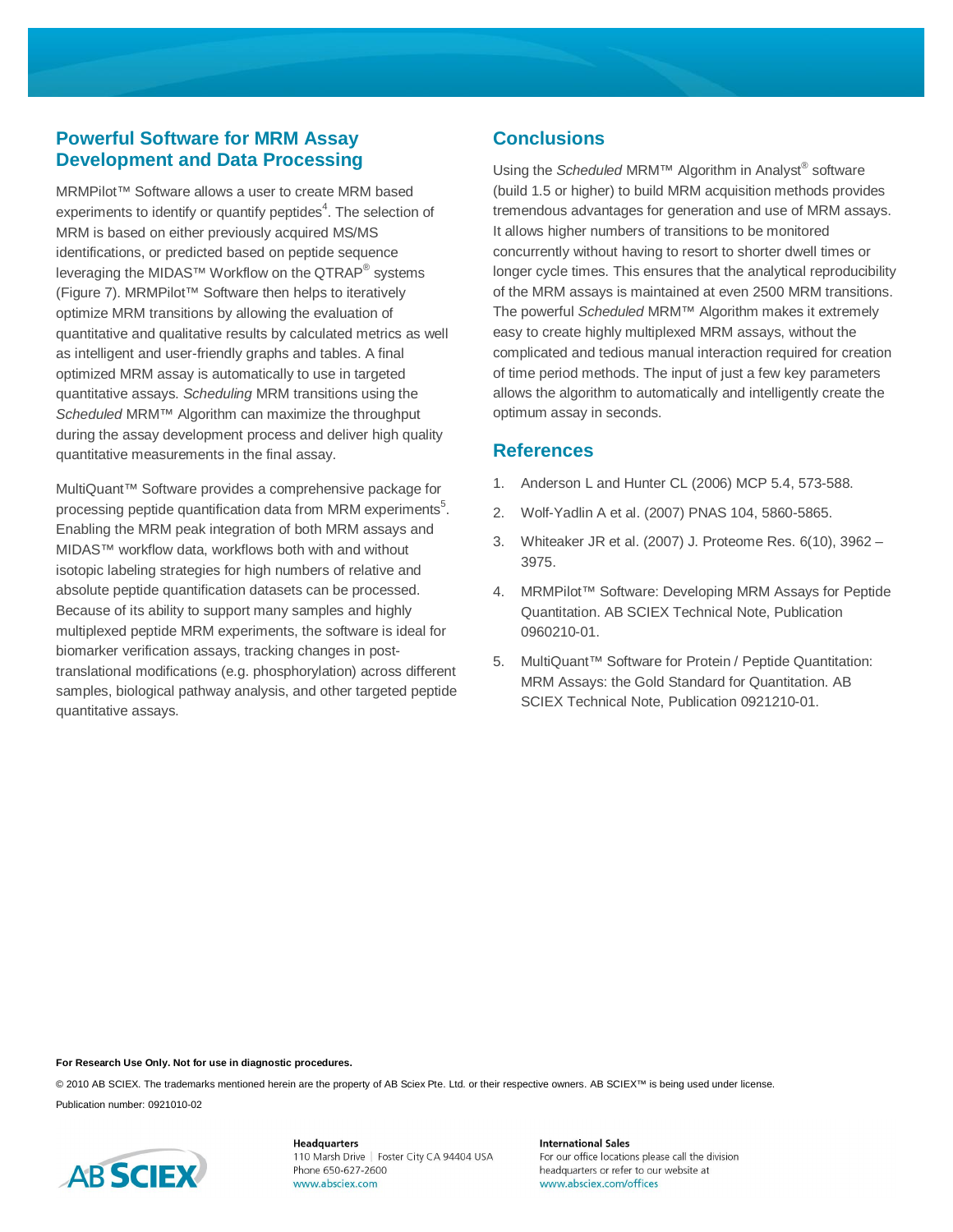## Powerful Software for MRM Assay Development and Data Processing

MRMPilot™ Software allows a user to create MRM based experiments to identify or quantify peptides[4]. The selection of MRM is based on either previously acquired MS/MS identifications, or predicted based on peptide sequence leveraging the MIDAS™ Workflow on the QTRAP® systems (Figure 7). MRMPilot™ Software then helps to iteratively optimize MRM transitions by allowing the evaluation of quantitative and qualitative results by calculated metrics as well as intelligent and user-friendly graphs and tables. A final optimized MRM assay is automatically to use in targeted quantitative assays. *Scheduling* MRM transitions using the *Scheduled* MRM™ Algorithm can maximize the throughput during the assay development process and deliver high quality quantitative measurements in the final assay.

MultiQuant™ Software provides a comprehensive package for processing peptide quantification data from MRM experiments[5]. Enabling the MRM peak integration of both MRM assays and MIDAS™ workflow data, workflows both with and without isotopic labeling strategies for high numbers of relative and absolute peptide quantification datasets can be processed. Because of its ability to support many samples and highly multiplexed peptide MRM experiments, the software is ideal for biomarker verification assays, tracking changes in post-translational modifications (e.g. phosphorylation) across different samples, biological pathway analysis, and other targeted peptide quantitative assays.

## Conclusions

Using the *Scheduled* MRM™ Algorithm in Analyst® software (build 1.5 or higher) to build MRM acquisition methods provides tremendous advantages for generation and use of MRM assays. It allows higher numbers of transitions to be monitored concurrently without having to resort to shorter dwell times or longer cycle times. This ensures that the analytical reproducibility of the MRM assays is maintained at even 2500 MRM transitions. The powerful *Scheduled* MRM™ Algorithm makes it extremely easy to create highly multiplexed MRM assays, without the complicated and tedious manual interaction required for creation of time period methods. The input of just a few key parameters allows the algorithm to automatically and intelligently create the optimum assay in seconds.

## References

1. Anderson L and Hunter CL (2006) MCP 5.4, 573-588.
2. Wolf-Yadlin A et al. (2007) PNAS 104, 5860-5865.
3. Whiteaker JR et al. (2007) J. Proteome Res. 6(10), 3962 – 3975.
4. MRMPilot™ Software: Developing MRM Assays for Peptide Quantitation. AB SCIEX Technical Note, Publication 0960210-01.
5. MultiQuant™ Software for Protein / Peptide Quantitation: MRM Assays: the Gold Standard for Quantitation. AB SCIEX Technical Note, Publication 0921210-01.

**For Research Use Only. Not for use in diagnostic procedures.**

© 2010 AB SCIEX. The trademarks mentioned herein are the property of AB Sciex Pte. Ltd. or their respective owners. AB SCIEX™ is being used under license.

Publication number: 0921010-02

AB SCIEX

**Headquarters**
110 Marsh Drive | Foster City CA 94404 USA
Phone 650-627-2600
www.absciex.com

**International Sales**
For our office locations please call the division headquarters or refer to our website at
www.absciex.com/offices